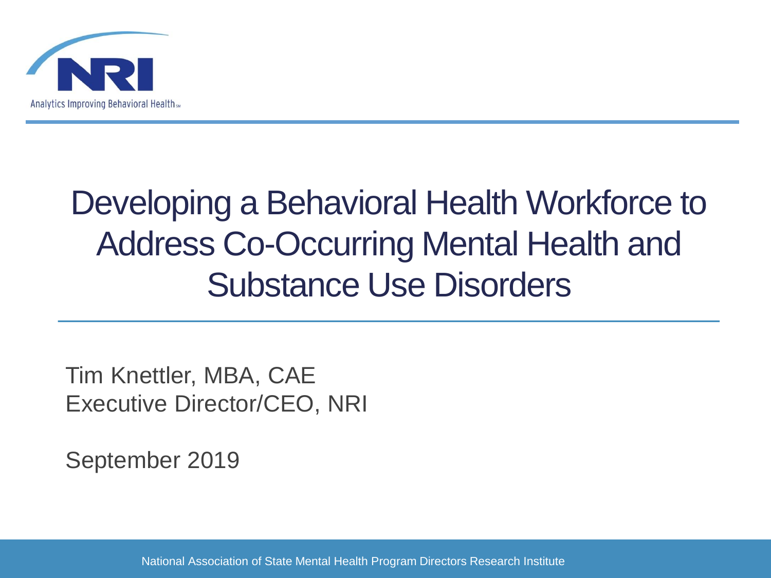NRI

Analytics Improving Behavioral Health℠

# Developing a Behavioral Health Workforce to Address Co-Occurring Mental Health and Substance Use Disorders

Tim Knettler, MBA, CAE
Executive Director/CEO, NRI

September 2019

National Association of State Mental Health Program Directors Research Institute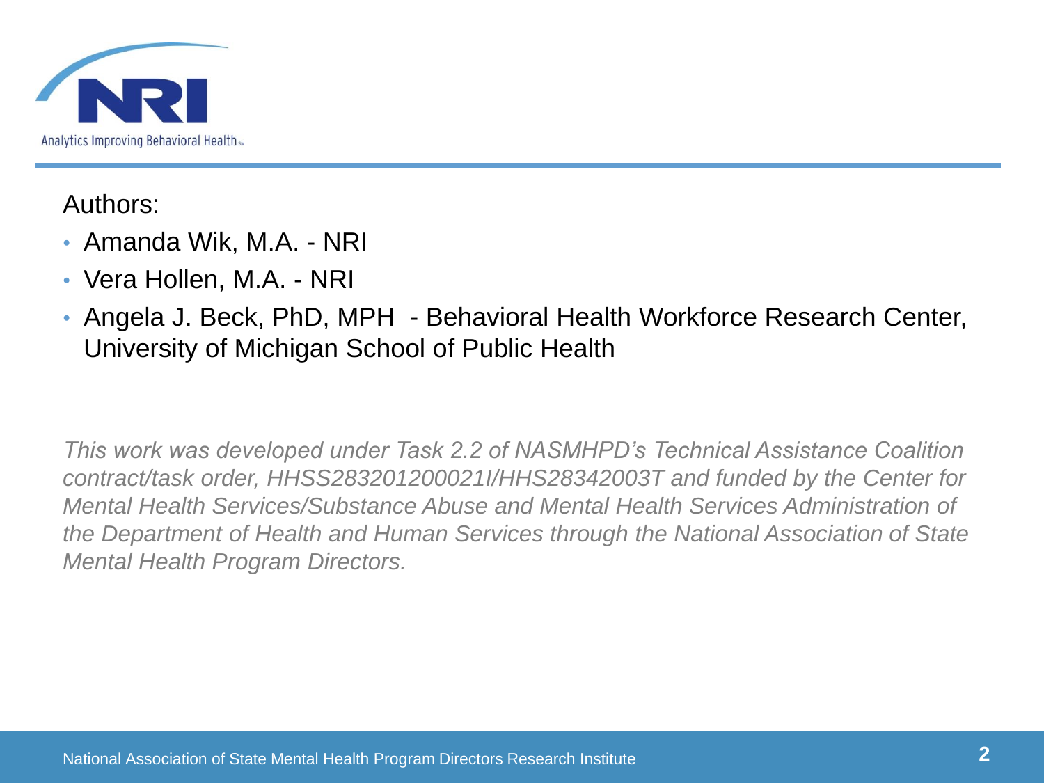Authors:

- Amanda Wik, M.A. - NRI
- Vera Hollen, M.A. - NRI
- Angela J. Beck, PhD, MPH - Behavioral Health Workforce Research Center, University of Michigan School of Public Health

*This work was developed under Task 2.2 of NASMHPD's Technical Assistance Coalition contract/task order, HHSS283201200021I/HHS28342003T and funded by the Center for Mental Health Services/Substance Abuse and Mental Health Services Administration of the Department of Health and Human Services through the National Association of State Mental Health Program Directors.*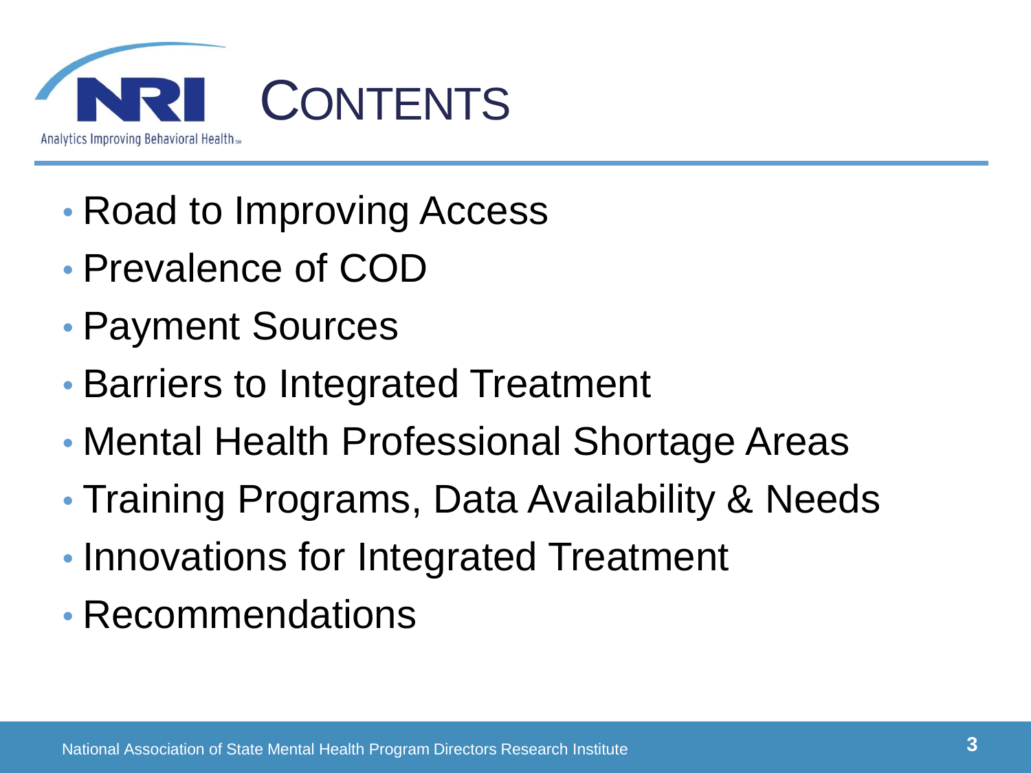# CONTENTS

- Road to Improving Access
- Prevalence of COD
- Payment Sources
- Barriers to Integrated Treatment
- Mental Health Professional Shortage Areas
- Training Programs, Data Availability & Needs
- Innovations for Integrated Treatment
- Recommendations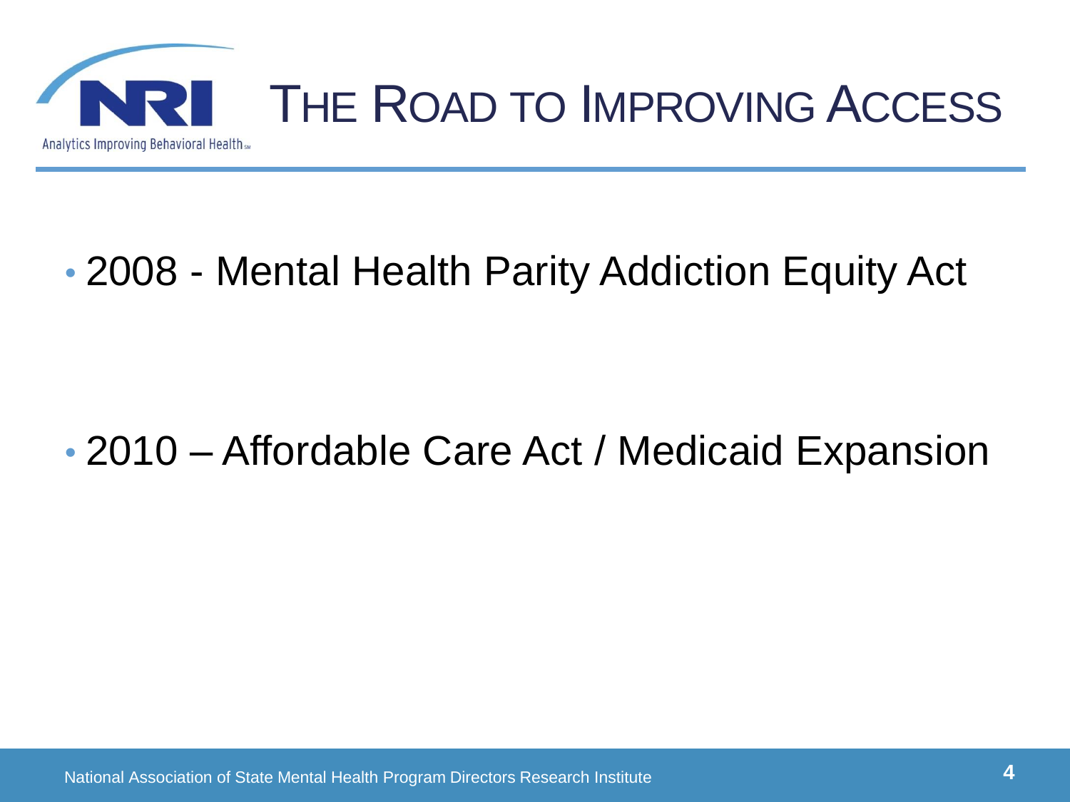# THE ROAD TO IMPROVING ACCESS

- 2008 - Mental Health Parity Addiction Equity Act

- 2010 – Affordable Care Act / Medicaid Expansion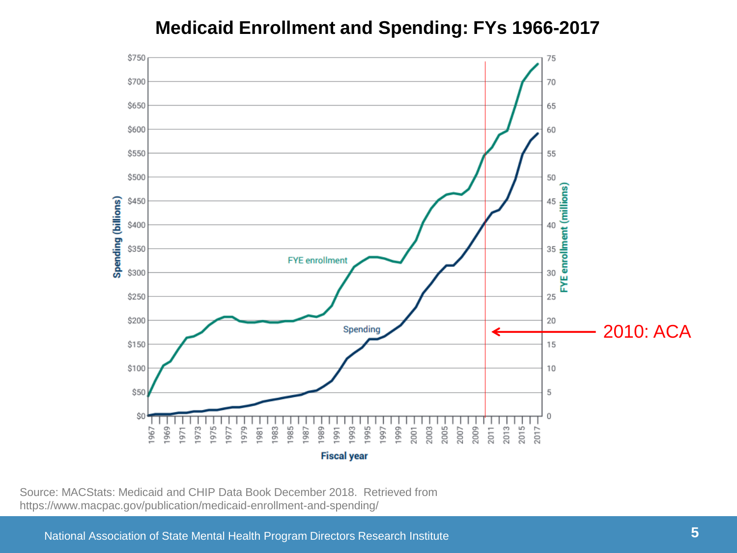# Medicaid Enrollment and Spending: FYs 1966-2017

Spending (billions): $0, $50, $100, $150, $200, $250, $300, $350, $400, $450, $500, $550, $600, $650, $700, $750

FYE enrollment (millions): 0, 5, 10, 15, 20, 25, 30, 35, 40, 45, 50, 55, 60, 65, 70, 75

FYE enrollment

Spending

2010: ACA

Fiscal year: 1967, 1969, 1971, 1973, 1975, 1977, 1979, 1981, 1983, 1985, 1987, 1989, 1991, 1993, 1995, 1997, 1999, 2001, 2003, 2005, 2007, 2009, 2011, 2013, 2015, 2017

Source: MACStats: Medicaid and CHIP Data Book December 2018. Retrieved from https://www.macpac.gov/publication/medicaid-enrollment-and-spending/

National Association of State Mental Health Program Directors Research Institute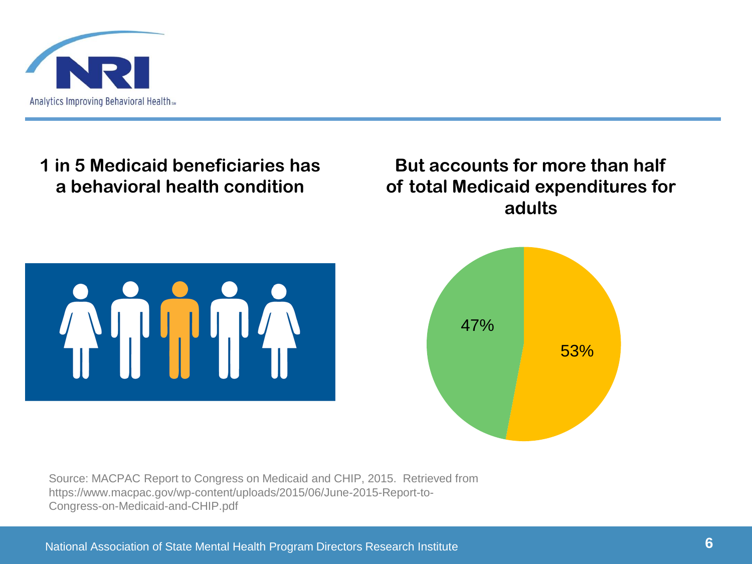**1 in 5 Medicaid beneficiaries has a behavioral health condition**

**But accounts for more than half of total Medicaid expenditures for adults**

47%

53%

Source: MACPAC Report to Congress on Medicaid and CHIP, 2015. Retrieved from https://www.macpac.gov/wp-content/uploads/2015/06/June-2015-Report-to-Congress-on-Medicaid-and-CHIP.pdf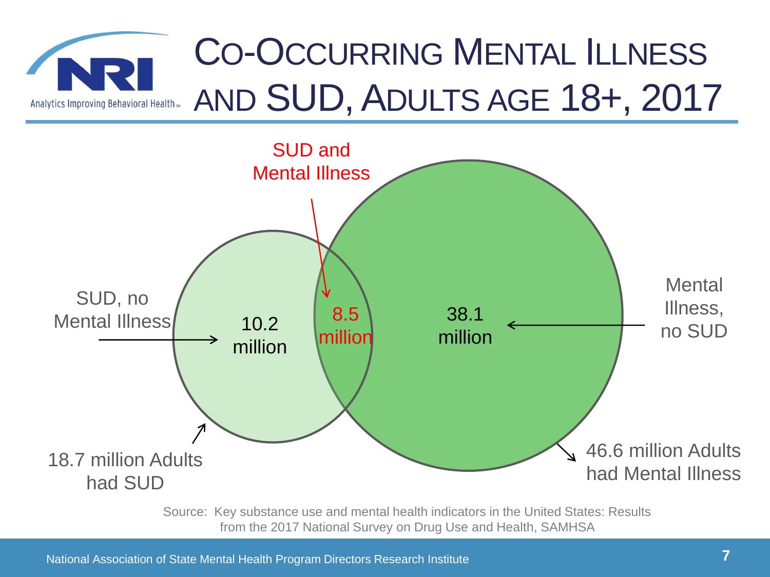# Co-Occurring Mental Illness and SUD, Adults Age 18+, 2017

SUD and Mental Illness

SUD, no Mental Illness

10.2 million

8.5 million

38.1 million

Mental Illness, no SUD

18.7 million Adults had SUD

46.6 million Adults had Mental Illness

Source: Key substance use and mental health indicators in the United States: Results from the 2017 National Survey on Drug Use and Health, SAMHSA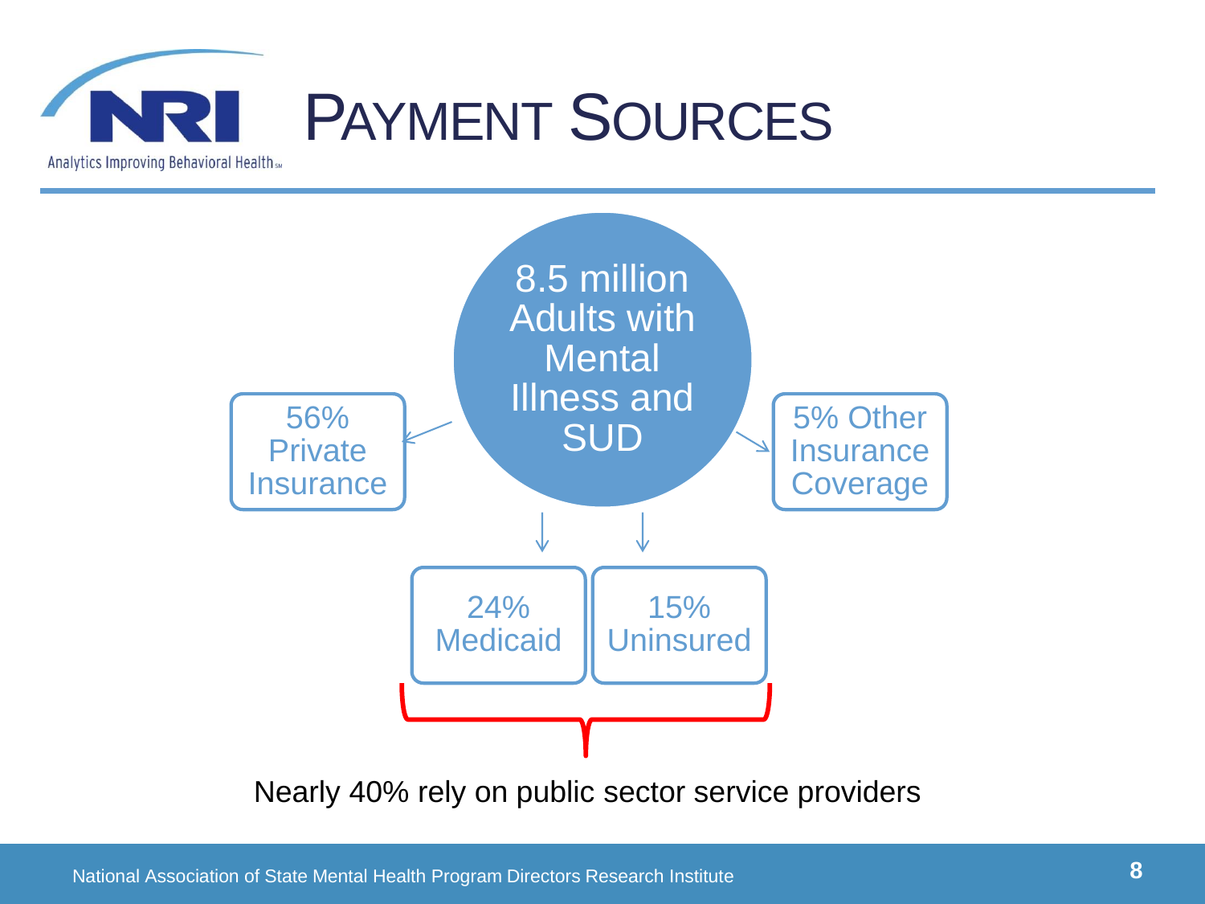# Payment Sources

8.5 million Adults with Mental Illness and SUD

- 56% Private Insurance
- 5% Other Insurance Coverage
- 24% Medicaid
- 15% Uninsured

Nearly 40% rely on public sector service providers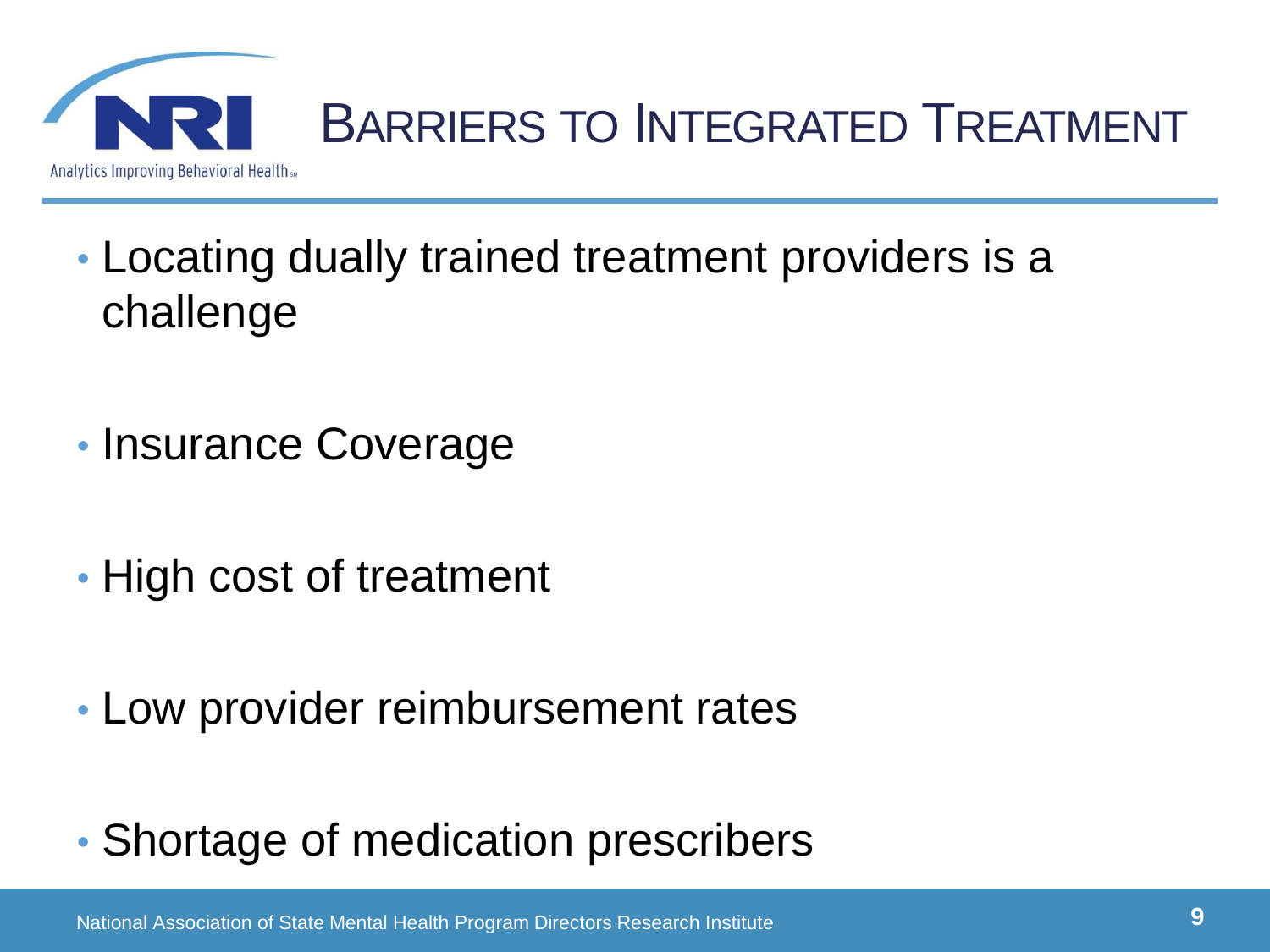# Barriers to Integrated Treatment

- Locating dually trained treatment providers is a challenge
- Insurance Coverage
- High cost of treatment
- Low provider reimbursement rates
- Shortage of medication prescribers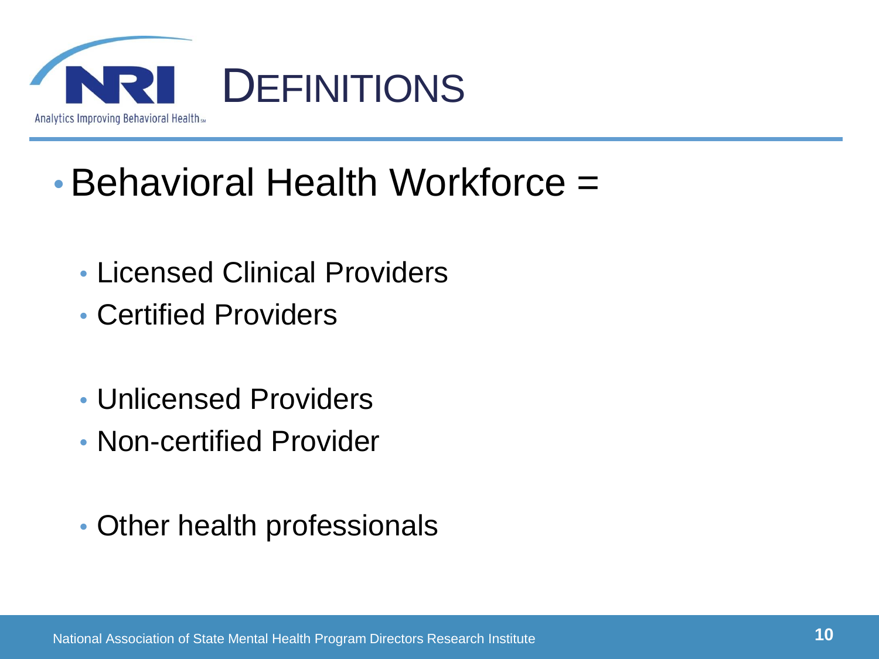# DEFINITIONS

- Behavioral Health Workforce =
  - Licensed Clinical Providers
  - Certified Providers

  - Unlicensed Providers
  - Non-certified Provider

  - Other health professionals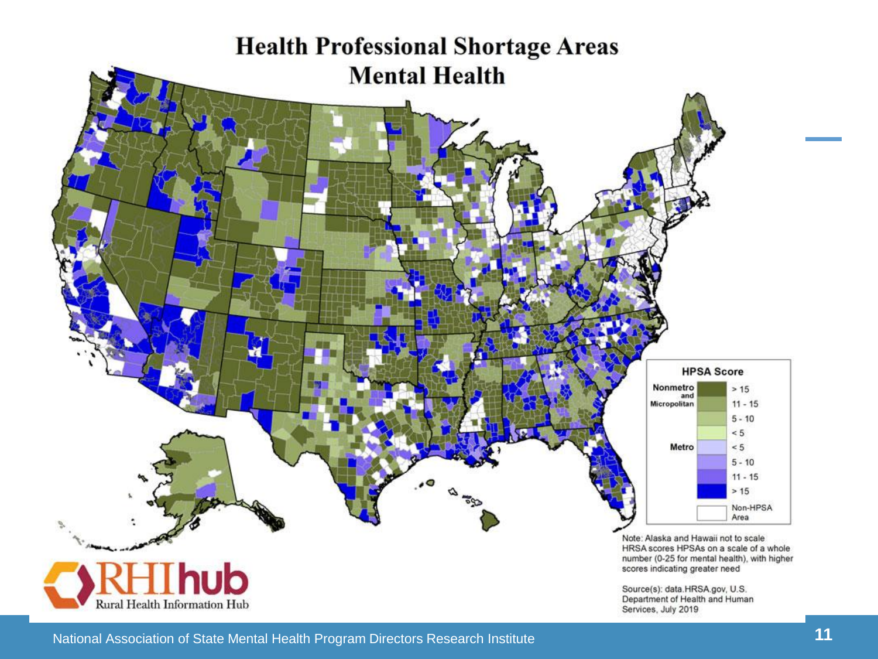# Health Professional Shortage Areas
## Mental Health

**HPSA Score**

| | | |
|---|---|---|
| Nonmetro and Micropolitan | | > 15 |
| | | 11 - 15 |
| | | 5 - 10 |
| | | < 5 |
| Metro | | < 5 |
| | | 5 - 10 |
| | | 11 - 15 |
| | | > 15 |
| | | Non-HPSA Area |

Note: Alaska and Hawaii not to scale
HRSA scores HPSAs on a scale of a whole number (0-25 for mental health), with higher scores indicating greater need

Source(s): data.HRSA.gov, U.S. Department of Health and Human Services, July 2019

RHIhub
Rural Health Information Hub

National Association of State Mental Health Program Directors Research Institute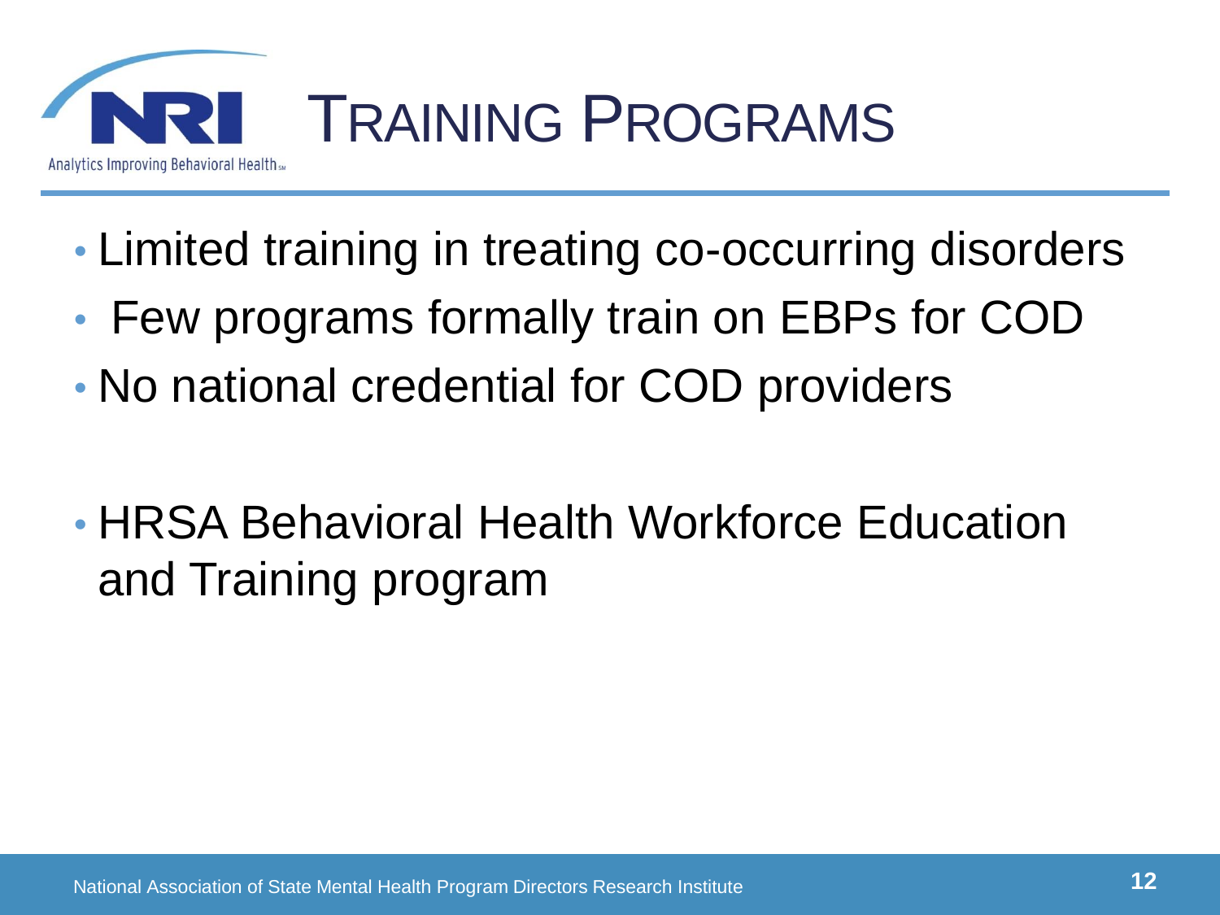# Training Programs

- Limited training in treating co-occurring disorders
- Few programs formally train on EBPs for COD
- No national credential for COD providers

- HRSA Behavioral Health Workforce Education and Training program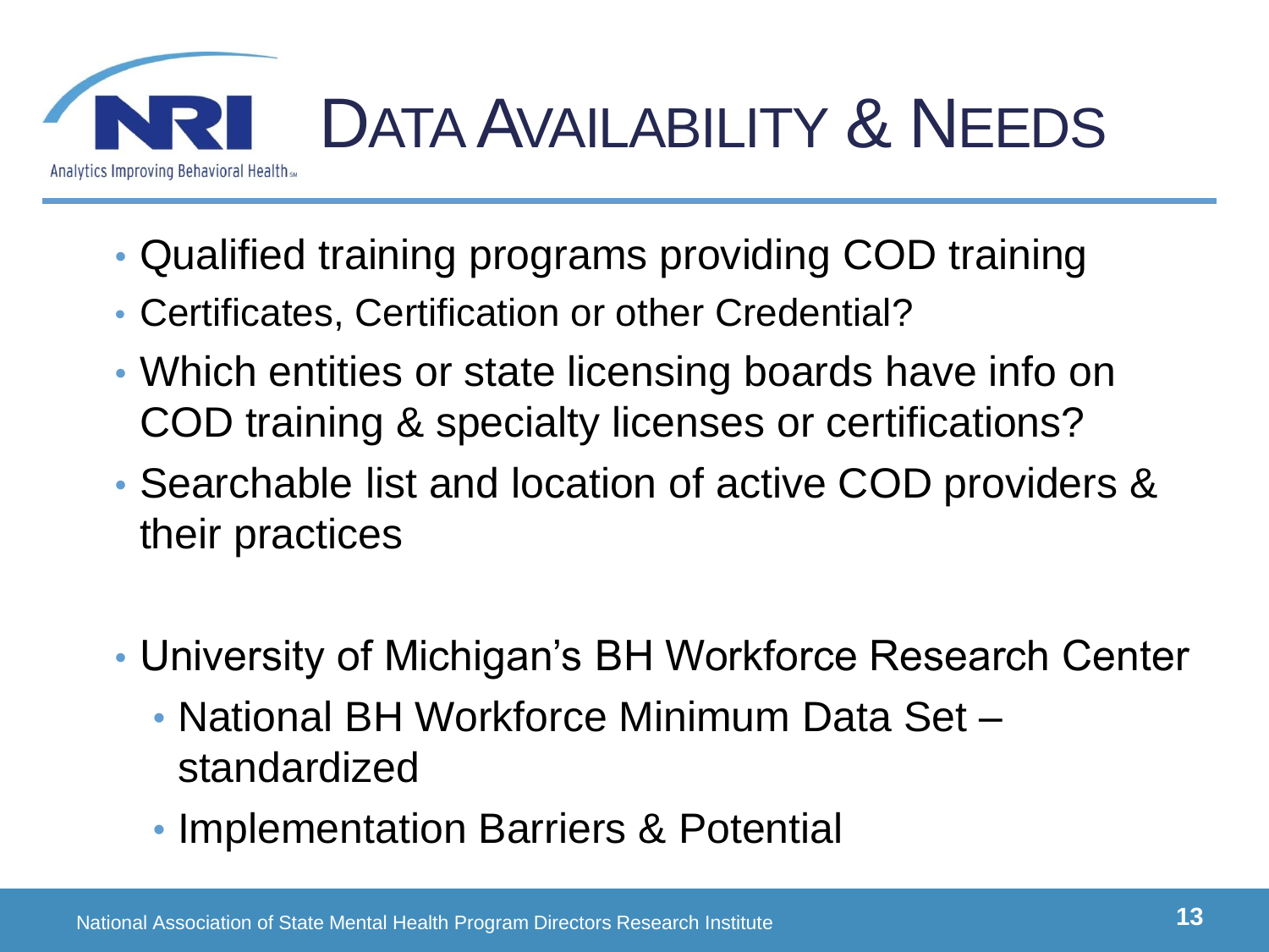# Data Availability & Needs

- Qualified training programs providing COD training
- Certificates, Certification or other Credential?
- Which entities or state licensing boards have info on COD training & specialty licenses or certifications?
- Searchable list and location of active COD providers & their practices

- University of Michigan's BH Workforce Research Center
  - National BH Workforce Minimum Data Set – standardized
  - Implementation Barriers & Potential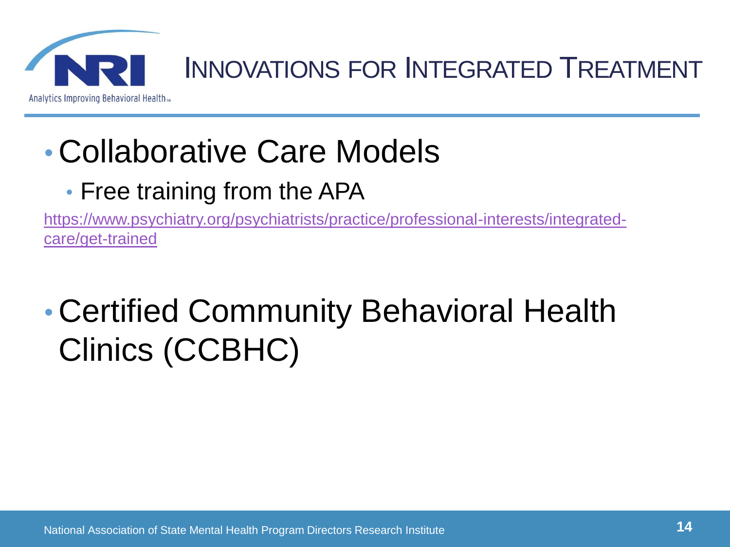# Innovations for Integrated Treatment

- Collaborative Care Models
  - Free training from the APA

https://www.psychiatry.org/psychiatrists/practice/professional-interests/integrated-care/get-trained

- Certified Community Behavioral Health Clinics (CCBHC)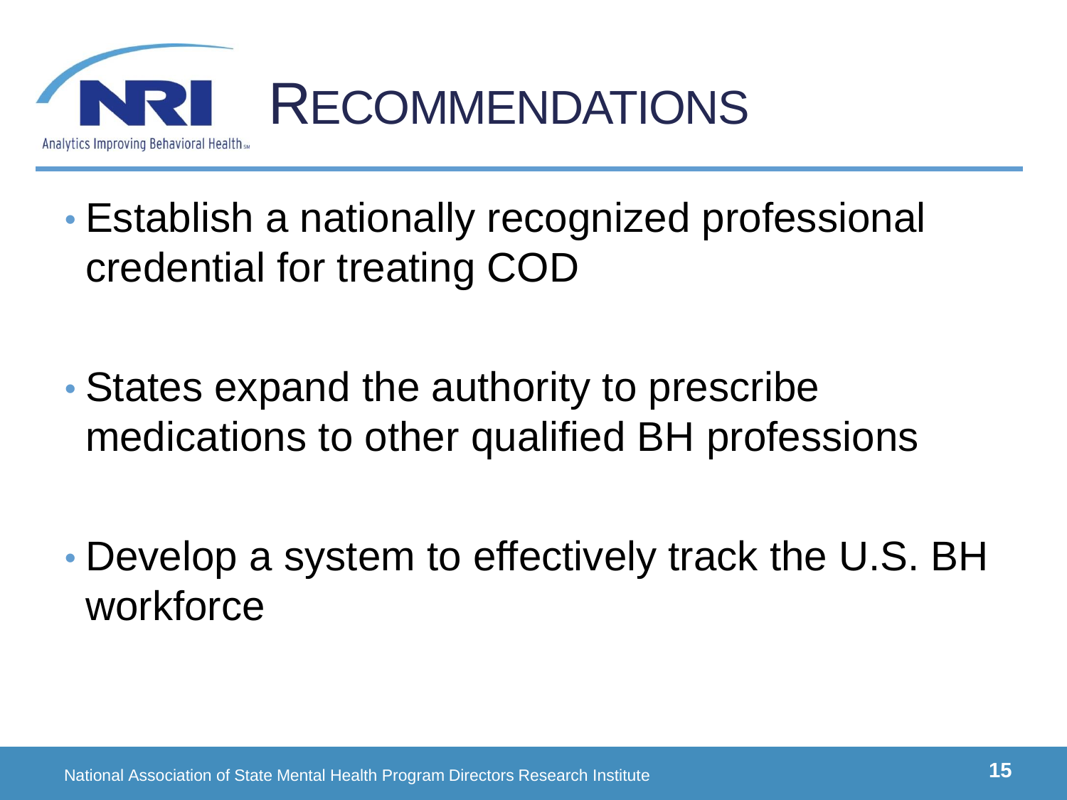# RECOMMENDATIONS

- Establish a nationally recognized professional credential for treating COD
- States expand the authority to prescribe medications to other qualified BH professions
- Develop a system to effectively track the U.S. BH workforce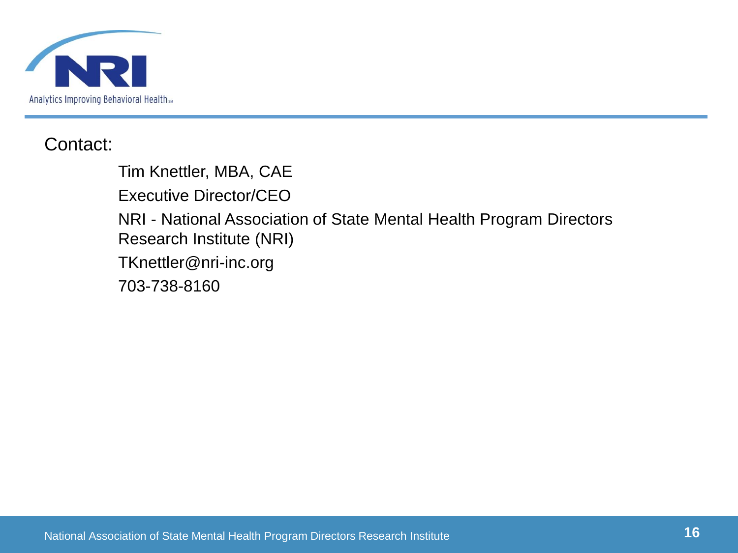Contact:

Tim Knettler, MBA, CAE

Executive Director/CEO

NRI - National Association of State Mental Health Program Directors Research Institute (NRI)

TKnettler@nri-inc.org

703-738-8160